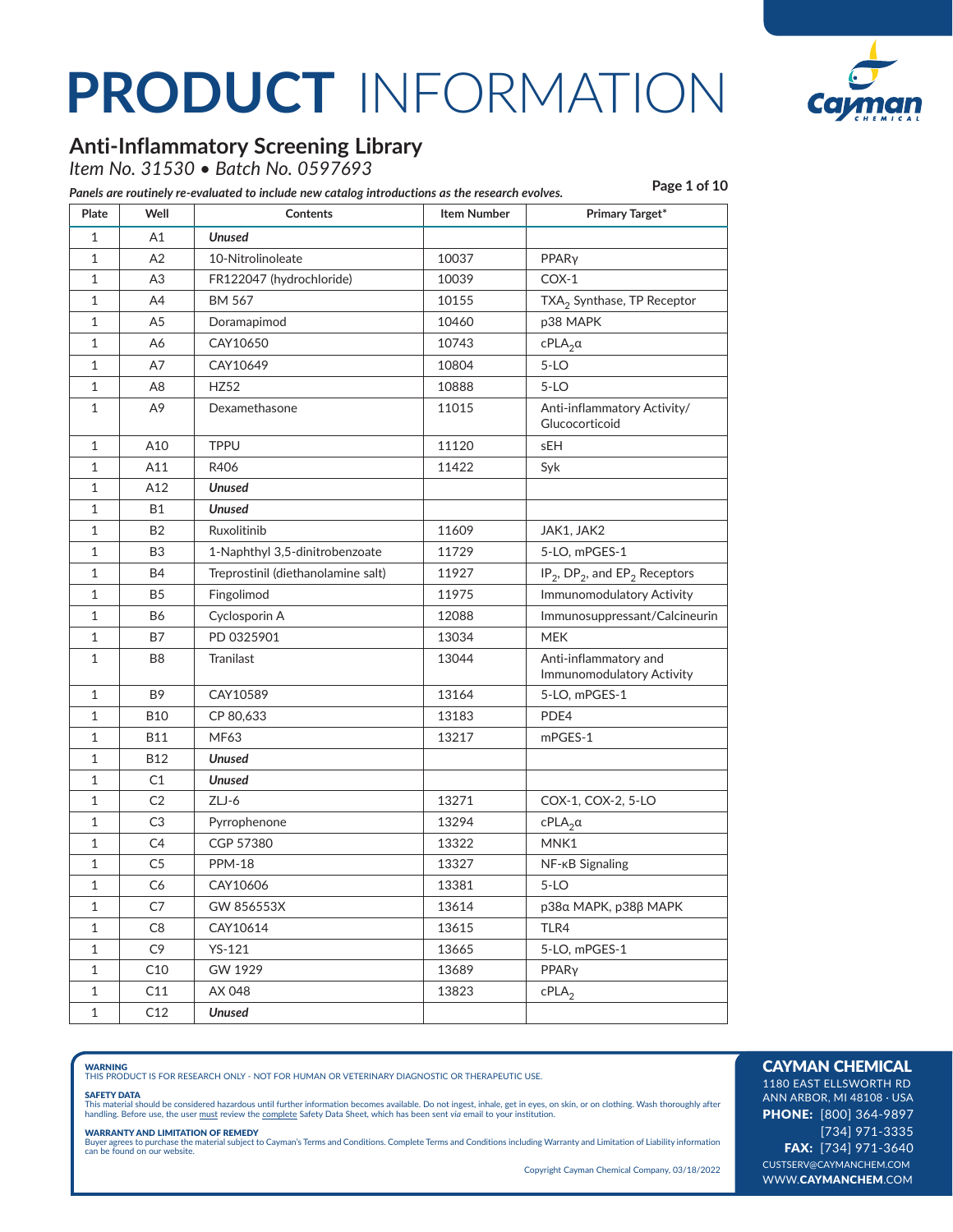# PRODUCT INFORMATION

## Anti-Inflammatory Screening Library

*Item No. 31530 • Batch No. 0597693*

***Panels are routinely re-evaluated to include new catalog introductions as the research evolves.***

| Plate | Well | Contents | Item Number | Primary Target* |
|---|---|---|---|---|
| 1 | A1 | ***Unused*** | | |
| 1 | A2 | 10-Nitrolinoleate | 10037 | PPARγ |
| 1 | A3 | FR122047 (hydrochloride) | 10039 | COX-1 |
| 1 | A4 | BM 567 | 10155 | $TXA_2$ Synthase, TP Receptor |
| 1 | A5 | Doramapimod | 10460 | p38 MAPK |
| 1 | A6 | CAY10650 | 10743 | $cPLA_2\alpha$ |
| 1 | A7 | CAY10649 | 10804 | 5-LO |
| 1 | A8 | HZ52 | 10888 | 5-LO |
| 1 | A9 | Dexamethasone | 11015 | Anti-inflammatory Activity/ Glucocorticoid |
| 1 | A10 | TPPU | 11120 | sEH |
| 1 | A11 | R406 | 11422 | Syk |
| 1 | A12 | ***Unused*** | | |
| 1 | B1 | ***Unused*** | | |
| 1 | B2 | Ruxolitinib | 11609 | JAK1, JAK2 |
| 1 | B3 | 1-Naphthyl 3,5-dinitrobenzoate | 11729 | 5-LO, mPGES-1 |
| 1 | B4 | Treprostinil (diethanolamine salt) | 11927 | $IP_2$, $DP_2$, and $EP_2$ Receptors |
| 1 | B5 | Fingolimod | 11975 | Immunomodulatory Activity |
| 1 | B6 | Cyclosporin A | 12088 | Immunosuppressant/Calcineurin |
| 1 | B7 | PD 0325901 | 13034 | MEK |
| 1 | B8 | Tranilast | 13044 | Anti-inflammatory and Immunomodulatory Activity |
| 1 | B9 | CAY10589 | 13164 | 5-LO, mPGES-1 |
| 1 | B10 | CP 80,633 | 13183 | PDE4 |
| 1 | B11 | MF63 | 13217 | mPGES-1 |
| 1 | B12 | ***Unused*** | | |
| 1 | C1 | ***Unused*** | | |
| 1 | C2 | ZLJ-6 | 13271 | COX-1, COX-2, 5-LO |
| 1 | C3 | Pyrrophenone | 13294 | $cPLA_2\alpha$ |
| 1 | C4 | CGP 57380 | 13322 | MNK1 |
| 1 | C5 | PPM-18 | 13327 | NF-κB Signaling |
| 1 | C6 | CAY10606 | 13381 | 5-LO |
| 1 | C7 | GW 856553X | 13614 | p38α MAPK, p38β MAPK |
| 1 | C8 | CAY10614 | 13615 | TLR4 |
| 1 | C9 | YS-121 | 13665 | 5-LO, mPGES-1 |
| 1 | C10 | GW 1929 | 13689 | PPARγ |
| 1 | C11 | AX 048 | 13823 | $cPLA_2$ |
| 1 | C12 | ***Unused*** | | |

**WARNING**
THIS PRODUCT IS FOR RESEARCH ONLY - NOT FOR HUMAN OR VETERINARY DIAGNOSTIC OR THERAPEUTIC USE.

**SAFETY DATA**
This material should be considered hazardous until further information becomes available. Do not ingest, inhale, get in eyes, on skin, or on clothing. Wash thoroughly after handling. Before use, the user must review the complete Safety Data Sheet, which has been sent *via* email to your institution.

**WARRANTY AND LIMITATION OF REMEDY**
Buyer agrees to purchase the material subject to Cayman's Terms and Conditions. Complete Terms and Conditions including Warranty and Limitation of Liability information can be found on our website.

Copyright Cayman Chemical Company, 03/18/2022

**CAYMAN CHEMICAL**
1180 EAST ELLSWORTH RD
ANN ARBOR, MI 48108 · USA
**PHONE:** [800] 364-9897
[734] 971-3335
**FAX:** [734] 971-3640
CUSTSERV@CAYMANCHEM.COM
WWW.CAYMANCHEM.COM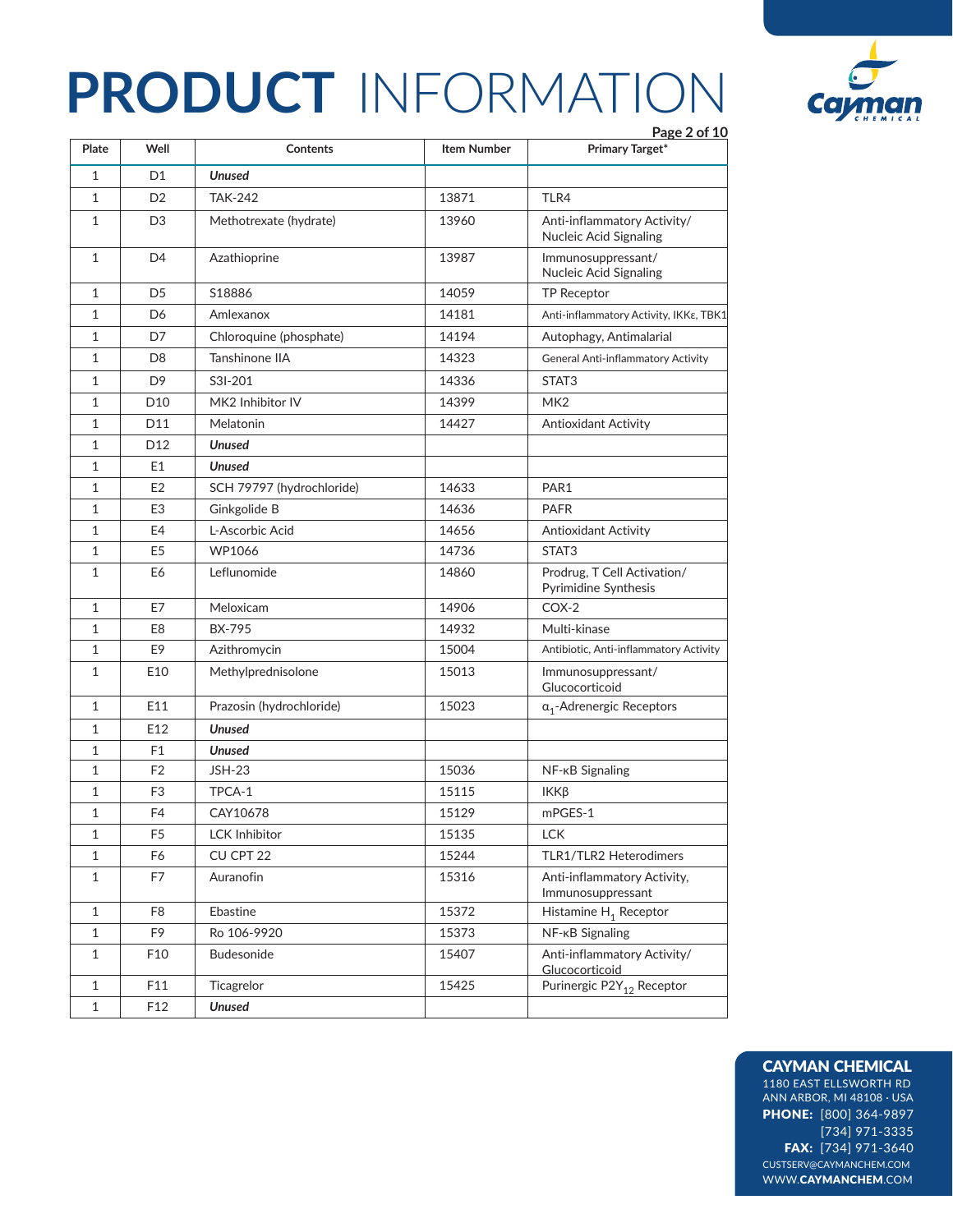# PRODUCT INFORMATION

| Plate | Well | Contents | Item Number | Primary Target* |
|---|---|---|---|---|
| 1 | D1 | ***Unused*** | | |
| 1 | D2 | TAK-242 | 13871 | TLR4 |
| 1 | D3 | Methotrexate (hydrate) | 13960 | Anti-inflammatory Activity/ Nucleic Acid Signaling |
| 1 | D4 | Azathioprine | 13987 | Immunosuppressant/ Nucleic Acid Signaling |
| 1 | D5 | S18886 | 14059 | TP Receptor |
| 1 | D6 | Amlexanox | 14181 | Anti-inflammatory Activity, IKKε, TBK1 |
| 1 | D7 | Chloroquine (phosphate) | 14194 | Autophagy, Antimalarial |
| 1 | D8 | Tanshinone IIA | 14323 | General Anti-inflammatory Activity |
| 1 | D9 | S3I-201 | 14336 | STAT3 |
| 1 | D10 | MK2 Inhibitor IV | 14399 | MK2 |
| 1 | D11 | Melatonin | 14427 | Antioxidant Activity |
| 1 | D12 | ***Unused*** | | |
| 1 | E1 | ***Unused*** | | |
| 1 | E2 | SCH 79797 (hydrochloride) | 14633 | PAR1 |
| 1 | E3 | Ginkgolide B | 14636 | PAFR |
| 1 | E4 | L-Ascorbic Acid | 14656 | Antioxidant Activity |
| 1 | E5 | WP1066 | 14736 | STAT3 |
| 1 | E6 | Leflunomide | 14860 | Prodrug, T Cell Activation/ Pyrimidine Synthesis |
| 1 | E7 | Meloxicam | 14906 | COX-2 |
| 1 | E8 | BX-795 | 14932 | Multi-kinase |
| 1 | E9 | Azithromycin | 15004 | Antibiotic, Anti-inflammatory Activity |
| 1 | E10 | Methylprednisolone | 15013 | Immunosuppressant/ Glucocorticoid |
| 1 | E11 | Prazosin (hydrochloride) | 15023 | $\alpha_1$-Adrenergic Receptors |
| 1 | E12 | ***Unused*** | | |
| 1 | F1 | ***Unused*** | | |
| 1 | F2 | JSH-23 | 15036 | NF-κB Signaling |
| 1 | F3 | TPCA-1 | 15115 | IKKβ |
| 1 | F4 | CAY10678 | 15129 | mPGES-1 |
| 1 | F5 | LCK Inhibitor | 15135 | LCK |
| 1 | F6 | CU CPT 22 | 15244 | TLR1/TLR2 Heterodimers |
| 1 | F7 | Auranofin | 15316 | Anti-inflammatory Activity, Immunosuppressant |
| 1 | F8 | Ebastine | 15372 | Histamine $H_1$ Receptor |
| 1 | F9 | Ro 106-9920 | 15373 | NF-κB Signaling |
| 1 | F10 | Budesonide | 15407 | Anti-inflammatory Activity/ Glucocorticoid |
| 1 | F11 | Ticagrelor | 15425 | Purinergic $P2Y_{12}$ Receptor |
| 1 | F12 | ***Unused*** | | |

**CAYMAN CHEMICAL**
1180 EAST ELLSWORTH RD
ANN ARBOR, MI 48108 · USA
**PHONE:** [800] 364-9897
[734] 971-3335
**FAX:** [734] 971-3640
CUSTSERV@CAYMANCHEM.COM
WWW.CAYMANCHEM.COM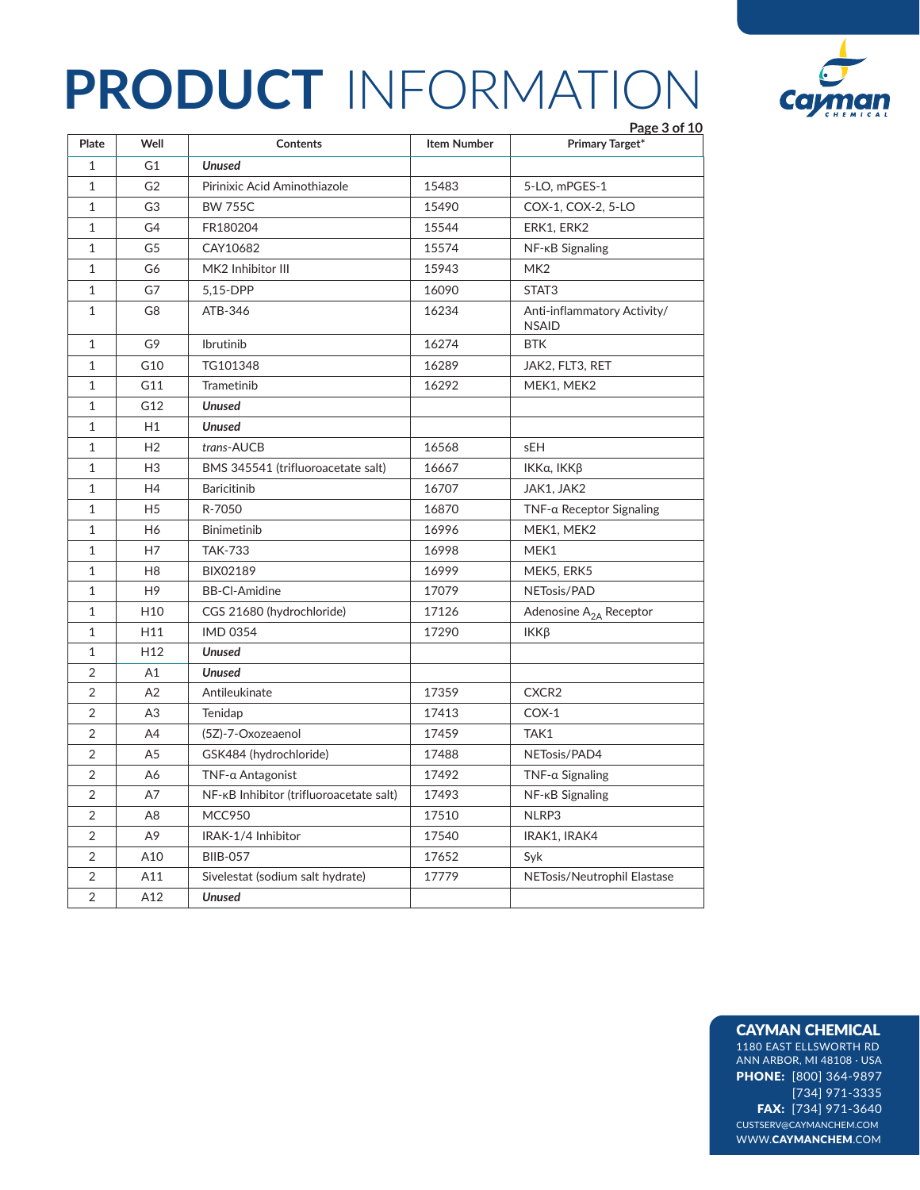| Plate | Well | Contents | Item Number | Primary Target* |
|---|---|---|---|---|
| 1 | G1 | ***Unused*** | | |
| 1 | G2 | Pirinixic Acid Aminothiazole | 15483 | 5-LO, mPGES-1 |
| 1 | G3 | BW 755C | 15490 | COX-1, COX-2, 5-LO |
| 1 | G4 | FR180204 | 15544 | ERK1, ERK2 |
| 1 | G5 | CAY10682 | 15574 | NF-κB Signaling |
| 1 | G6 | MK2 Inhibitor III | 15943 | MK2 |
| 1 | G7 | 5,15-DPP | 16090 | STAT3 |
| 1 | G8 | ATB-346 | 16234 | Anti-inflammatory Activity/ NSAID |
| 1 | G9 | Ibrutinib | 16274 | BTK |
| 1 | G10 | TG101348 | 16289 | JAK2, FLT3, RET |
| 1 | G11 | Trametinib | 16292 | MEK1, MEK2 |
| 1 | G12 | ***Unused*** | | |
| 1 | H1 | ***Unused*** | | |
| 1 | H2 | *trans*-AUCB | 16568 | sEH |
| 1 | H3 | BMS 345541 (trifluoroacetate salt) | 16667 | IKKα, IKKβ |
| 1 | H4 | Baricitinib | 16707 | JAK1, JAK2 |
| 1 | H5 | R-7050 | 16870 | TNF-α Receptor Signaling |
| 1 | H6 | Binimetinib | 16996 | MEK1, MEK2 |
| 1 | H7 | TAK-733 | 16998 | MEK1 |
| 1 | H8 | BIX02189 | 16999 | MEK5, ERK5 |
| 1 | H9 | BB-Cl-Amidine | 17079 | NETosis/PAD |
| 1 | H10 | CGS 21680 (hydrochloride) | 17126 | Adenosine $A_{2A}$ Receptor |
| 1 | H11 | IMD 0354 | 17290 | IKKβ |
| 1 | H12 | ***Unused*** | | |
| 2 | A1 | ***Unused*** | | |
| 2 | A2 | Antileukinate | 17359 | CXCR2 |
| 2 | A3 | Tenidap | 17413 | COX-1 |
| 2 | A4 | (5Z)-7-Oxozeaenol | 17459 | TAK1 |
| 2 | A5 | GSK484 (hydrochloride) | 17488 | NETosis/PAD4 |
| 2 | A6 | TNF-α Antagonist | 17492 | TNF-α Signaling |
| 2 | A7 | NF-κB Inhibitor (trifluoroacetate salt) | 17493 | NF-κB Signaling |
| 2 | A8 | MCC950 | 17510 | NLRP3 |
| 2 | A9 | IRAK-1/4 Inhibitor | 17540 | IRAK1, IRAK4 |
| 2 | A10 | BIIB-057 | 17652 | Syk |
| 2 | A11 | Sivelestat (sodium salt hydrate) | 17779 | NETosis/Neutrophil Elastase |
| 2 | A12 | ***Unused*** | | |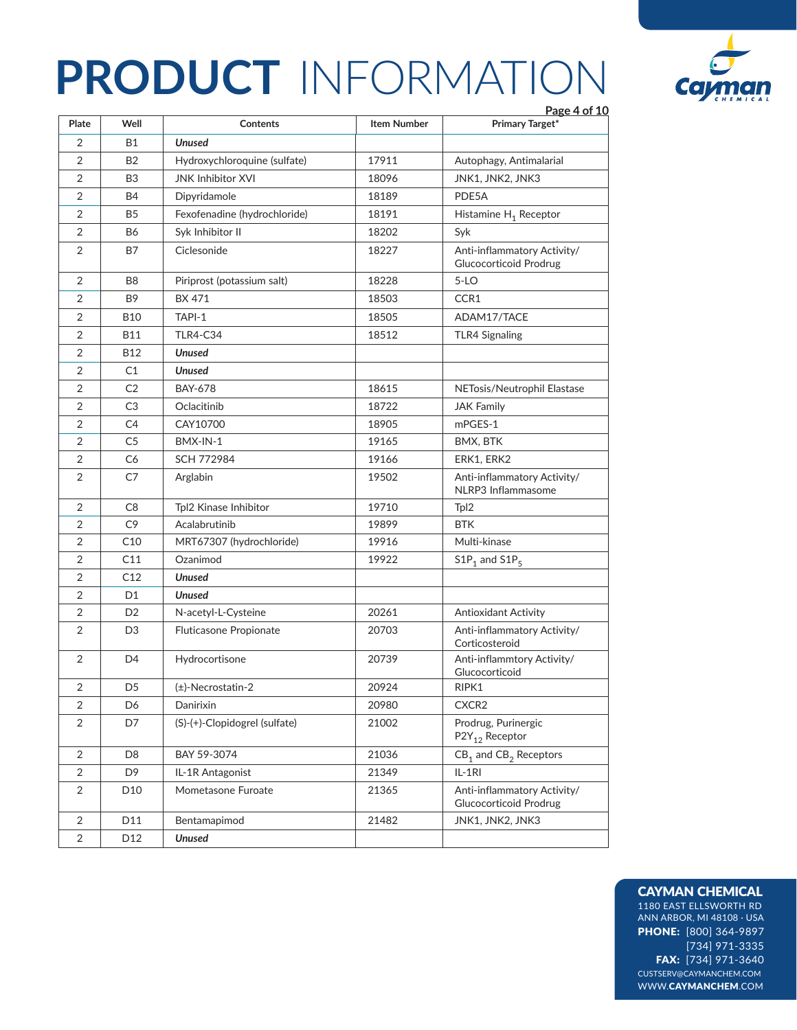# PRODUCT INFORMATION

| Plate | Well | Contents | Item Number | Primary Target* |
|---|---|---|---|---|
| 2 | B1 | ***Unused*** | | |
| 2 | B2 | Hydroxychloroquine (sulfate) | 17911 | Autophagy, Antimalarial |
| 2 | B3 | JNK Inhibitor XVI | 18096 | JNK1, JNK2, JNK3 |
| 2 | B4 | Dipyridamole | 18189 | PDE5A |
| 2 | B5 | Fexofenadine (hydrochloride) | 18191 | Histamine $H_1$ Receptor |
| 2 | B6 | Syk Inhibitor II | 18202 | Syk |
| 2 | B7 | Ciclesonide | 18227 | Anti-inflammatory Activity/ Glucocorticoid Prodrug |
| 2 | B8 | Piriprost (potassium salt) | 18228 | 5-LO |
| 2 | B9 | BX 471 | 18503 | CCR1 |
| 2 | B10 | TAPI-1 | 18505 | ADAM17/TACE |
| 2 | B11 | TLR4-C34 | 18512 | TLR4 Signaling |
| 2 | B12 | ***Unused*** | | |
| 2 | C1 | ***Unused*** | | |
| 2 | C2 | BAY-678 | 18615 | NETosis/Neutrophil Elastase |
| 2 | C3 | Oclacitinib | 18722 | JAK Family |
| 2 | C4 | CAY10700 | 18905 | mPGES-1 |
| 2 | C5 | BMX-IN-1 | 19165 | BMX, BTK |
| 2 | C6 | SCH 772984 | 19166 | ERK1, ERK2 |
| 2 | C7 | Arglabin | 19502 | Anti-inflammatory Activity/ NLRP3 Inflammasome |
| 2 | C8 | Tpl2 Kinase Inhibitor | 19710 | Tpl2 |
| 2 | C9 | Acalabrutinib | 19899 | BTK |
| 2 | C10 | MRT67307 (hydrochloride) | 19916 | Multi-kinase |
| 2 | C11 | Ozanimod | 19922 | $S1P_1$ and $S1P_5$ |
| 2 | C12 | ***Unused*** | | |
| 2 | D1 | ***Unused*** | | |
| 2 | D2 | N-acetyl-L-Cysteine | 20261 | Antioxidant Activity |
| 2 | D3 | Fluticasone Propionate | 20703 | Anti-inflammatory Activity/ Corticosteroid |
| 2 | D4 | Hydrocortisone | 20739 | Anti-inflammmtory Activity/ Glucocorticoid |
| 2 | D5 | (±)-Necrostatin-2 | 20924 | RIPK1 |
| 2 | D6 | Danirixin | 20980 | CXCR2 |
| 2 | D7 | (S)-(+)-Clopidogrel (sulfate) | 21002 | Prodrug, Purinergic $P2Y_{12}$ Receptor |
| 2 | D8 | BAY 59-3074 | 21036 | $CB_1$ and $CB_2$ Receptors |
| 2 | D9 | IL-1R Antagonist | 21349 | IL-1RI |
| 2 | D10 | Mometasone Furoate | 21365 | Anti-inflammatory Activity/ Glucocorticoid Prodrug |
| 2 | D11 | Bentamapimod | 21482 | JNK1, JNK2, JNK3 |
| 2 | D12 | ***Unused*** | | |

**CAYMAN CHEMICAL**
1180 EAST ELLSWORTH RD
ANN ARBOR, MI 48108 · USA
**PHONE:** [800] 364-9897
[734] 971-3335
**FAX:** [734] 971-3640
CUSTSERV@CAYMANCHEM.COM
WWW.**CAYMANCHEM**.COM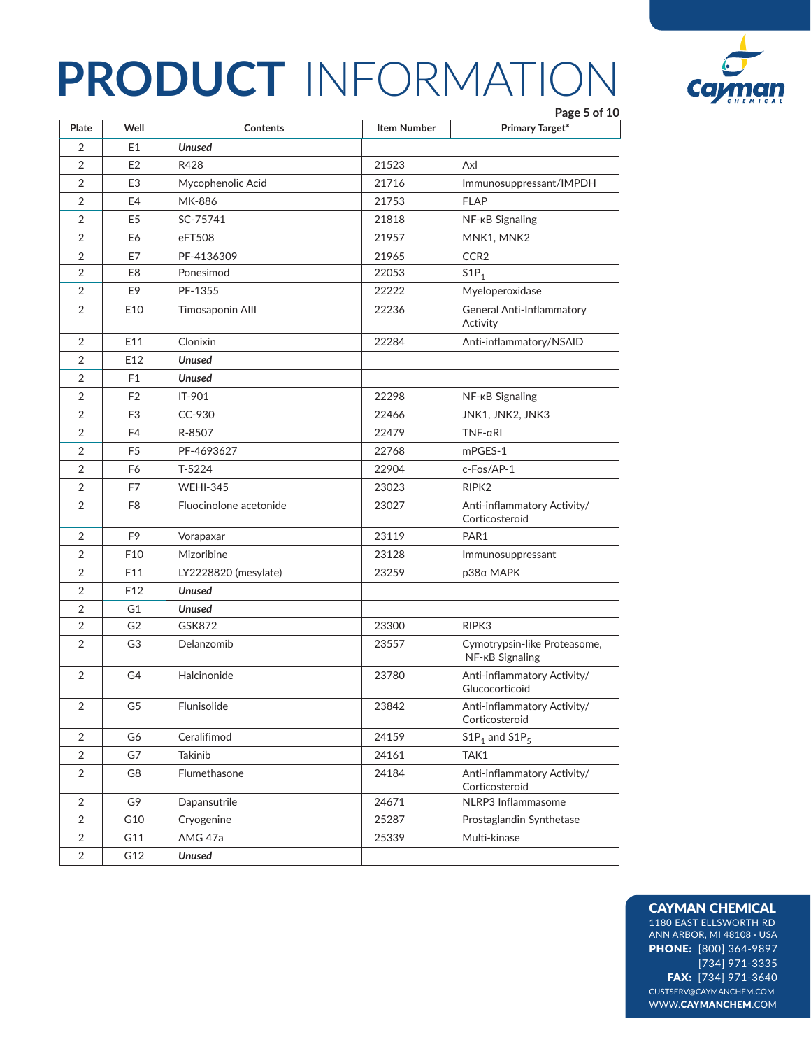# PRODUCT INFORMATION

| Plate | Well | Contents | Item Number | Primary Target* |
|---|---|---|---|---|
| 2 | E1 | ***Unused*** | | |
| 2 | E2 | R428 | 21523 | Axl |
| 2 | E3 | Mycophenolic Acid | 21716 | Immunosuppressant/IMPDH |
| 2 | E4 | MK-886 | 21753 | FLAP |
| 2 | E5 | SC-75741 | 21818 | NF-κB Signaling |
| 2 | E6 | eFT508 | 21957 | MNK1, MNK2 |
| 2 | E7 | PF-4136309 | 21965 | CCR2 |
| 2 | E8 | Ponesimod | 22053 | $S1P_1$ |
| 2 | E9 | PF-1355 | 22222 | Myeloperoxidase |
| 2 | E10 | Timosaponin AIII | 22236 | General Anti-Inflammatory Activity |
| 2 | E11 | Clonixin | 22284 | Anti-inflammatory/NSAID |
| 2 | E12 | ***Unused*** | | |
| 2 | F1 | ***Unused*** | | |
| 2 | F2 | IT-901 | 22298 | NF-κB Signaling |
| 2 | F3 | CC-930 | 22466 | JNK1, JNK2, JNK3 |
| 2 | F4 | R-8507 | 22479 | TNF-αRI |
| 2 | F5 | PF-4693627 | 22768 | mPGES-1 |
| 2 | F6 | T-5224 | 22904 | c-Fos/AP-1 |
| 2 | F7 | WEHI-345 | 23023 | RIPK2 |
| 2 | F8 | Fluocinolone acetonide | 23027 | Anti-inflammatory Activity/ Corticosteroid |
| 2 | F9 | Vorapaxar | 23119 | PAR1 |
| 2 | F10 | Mizoribine | 23128 | Immunosuppressant |
| 2 | F11 | LY2228820 (mesylate) | 23259 | p38α MAPK |
| 2 | F12 | ***Unused*** | | |
| 2 | G1 | ***Unused*** | | |
| 2 | G2 | GSK872 | 23300 | RIPK3 |
| 2 | G3 | Delanzomib | 23557 | Cymotrypsin-like Proteasome, NF-κB Signaling |
| 2 | G4 | Halcinonide | 23780 | Anti-inflammatory Activity/ Glucocorticoid |
| 2 | G5 | Flunisolide | 23842 | Anti-inflammatory Activity/ Corticosteroid |
| 2 | G6 | Ceralifimod | 24159 | $S1P_1$ and $S1P_5$ |
| 2 | G7 | Takinib | 24161 | TAK1 |
| 2 | G8 | Flumethasone | 24184 | Anti-inflammatory Activity/ Corticosteroid |
| 2 | G9 | Dapansutrile | 24671 | NLRP3 Inflammasome |
| 2 | G10 | Cryogenine | 25287 | Prostaglandin Synthetase |
| 2 | G11 | AMG 47a | 25339 | Multi-kinase |
| 2 | G12 | ***Unused*** | | |

**CAYMAN CHEMICAL**
1180 EAST ELLSWORTH RD
ANN ARBOR, MI 48108 · USA
**PHONE:** [800] 364-9897
[734] 971-3335
**FAX:** [734] 971-3640
CUSTSERV@CAYMANCHEM.COM
WWW.**CAYMANCHEM**.COM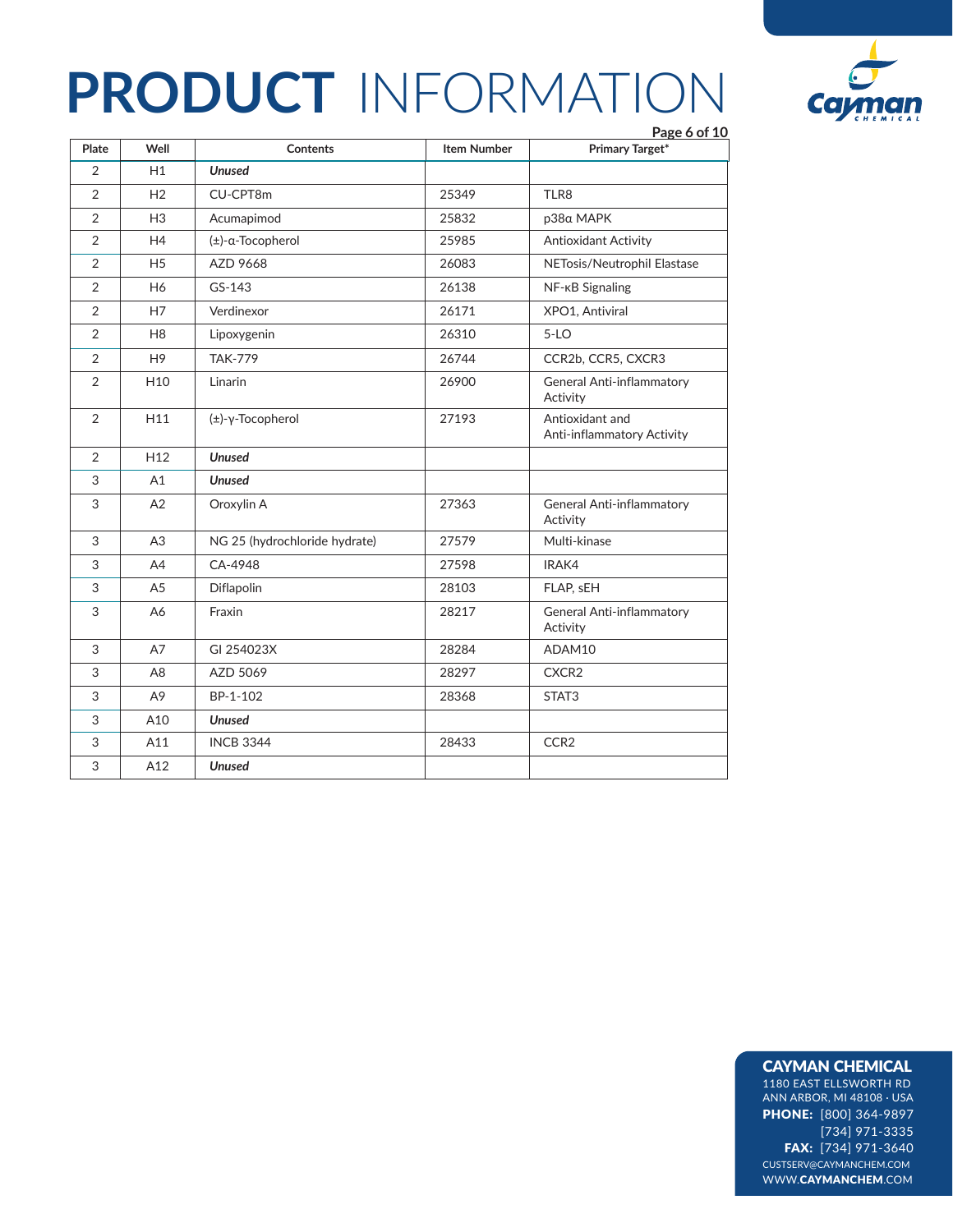# PRODUCT INFORMATION

| Plate | Well | Contents | Item Number | Primary Target* |
|---|---|---|---|---|
| 2 | H1 | ***Unused*** | | |
| 2 | H2 | CU-CPT8m | 25349 | TLR8 |
| 2 | H3 | Acumapimod | 25832 | p38α MAPK |
| 2 | H4 | (±)-α-Tocopherol | 25985 | Antioxidant Activity |
| 2 | H5 | AZD 9668 | 26083 | NETosis/Neutrophil Elastase |
| 2 | H6 | GS-143 | 26138 | NF-κB Signaling |
| 2 | H7 | Verdinexor | 26171 | XPO1, Antiviral |
| 2 | H8 | Lipoxygenin | 26310 | 5-LO |
| 2 | H9 | TAK-779 | 26744 | CCR2b, CCR5, CXCR3 |
| 2 | H10 | Linarin | 26900 | General Anti-inflammatory Activity |
| 2 | H11 | (±)-γ-Tocopherol | 27193 | Antioxidant and Anti-inflammatory Activity |
| 2 | H12 | ***Unused*** | | |
| 3 | A1 | ***Unused*** | | |
| 3 | A2 | Oroxylin A | 27363 | General Anti-inflammatory Activity |
| 3 | A3 | NG 25 (hydrochloride hydrate) | 27579 | Multi-kinase |
| 3 | A4 | CA-4948 | 27598 | IRAK4 |
| 3 | A5 | Diflapolin | 28103 | FLAP, sEH |
| 3 | A6 | Fraxin | 28217 | General Anti-inflammatory Activity |
| 3 | A7 | GI 254023X | 28284 | ADAM10 |
| 3 | A8 | AZD 5069 | 28297 | CXCR2 |
| 3 | A9 | BP-1-102 | 28368 | STAT3 |
| 3 | A10 | ***Unused*** | | |
| 3 | A11 | INCB 3344 | 28433 | CCR2 |
| 3 | A12 | ***Unused*** | | |

**CAYMAN CHEMICAL**
1180 EAST ELLSWORTH RD
ANN ARBOR, MI 48108 · USA
**PHONE:** [800] 364-9897
[734] 971-3335
**FAX:** [734] 971-3640
CUSTSERV@CAYMANCHEM.COM
WWW.CAYMANCHEM.COM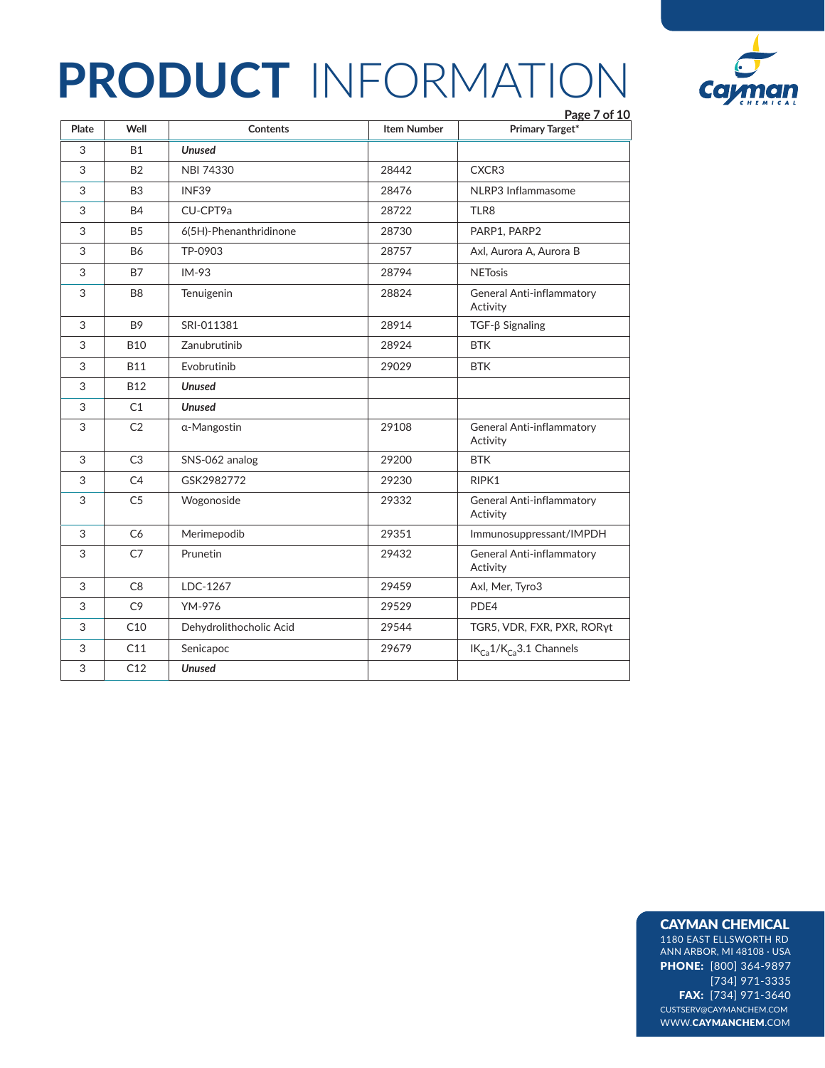# PRODUCT INFORMATION

| Plate | Well | Contents | Item Number | Primary Target* |
|---|---|---|---|---|
| 3 | B1 | ***Unused*** | | |
| 3 | B2 | NBI 74330 | 28442 | CXCR3 |
| 3 | B3 | INF39 | 28476 | NLRP3 Inflammasome |
| 3 | B4 | CU-CPT9a | 28722 | TLR8 |
| 3 | B5 | 6(5H)-Phenanthridinone | 28730 | PARP1, PARP2 |
| 3 | B6 | TP-0903 | 28757 | Axl, Aurora A, Aurora B |
| 3 | B7 | IM-93 | 28794 | NETosis |
| 3 | B8 | Tenuigenin | 28824 | General Anti-inflammatory Activity |
| 3 | B9 | SRI-011381 | 28914 | TGF-β Signaling |
| 3 | B10 | Zanubrutinib | 28924 | BTK |
| 3 | B11 | Evobrutinib | 29029 | BTK |
| 3 | B12 | ***Unused*** | | |
| 3 | C1 | ***Unused*** | | |
| 3 | C2 | α-Mangostin | 29108 | General Anti-inflammatory Activity |
| 3 | C3 | SNS-062 analog | 29200 | BTK |
| 3 | C4 | GSK2982772 | 29230 | RIPK1 |
| 3 | C5 | Wogonoside | 29332 | General Anti-inflammatory Activity |
| 3 | C6 | Merimepodib | 29351 | Immunosuppressant/IMPDH |
| 3 | C7 | Prunetin | 29432 | General Anti-inflammatory Activity |
| 3 | C8 | LDC-1267 | 29459 | Axl, Mer, Tyro3 |
| 3 | C9 | YM-976 | 29529 | PDE4 |
| 3 | C10 | Dehydrolithocholic Acid | 29544 | TGR5, VDR, FXR, PXR, RORγt |
| 3 | C11 | Senicapoc | 29679 | $IK_{Ca}1/K_{Ca}3.1$ Channels |
| 3 | C12 | ***Unused*** | | |

**CAYMAN CHEMICAL**
1180 EAST ELLSWORTH RD
ANN ARBOR, MI 48108 · USA
**PHONE:** [800] 364-9897
[734] 971-3335
**FAX:** [734] 971-3640
CUSTSERV@CAYMANCHEM.COM
WWW.**CAYMANCHEM**.COM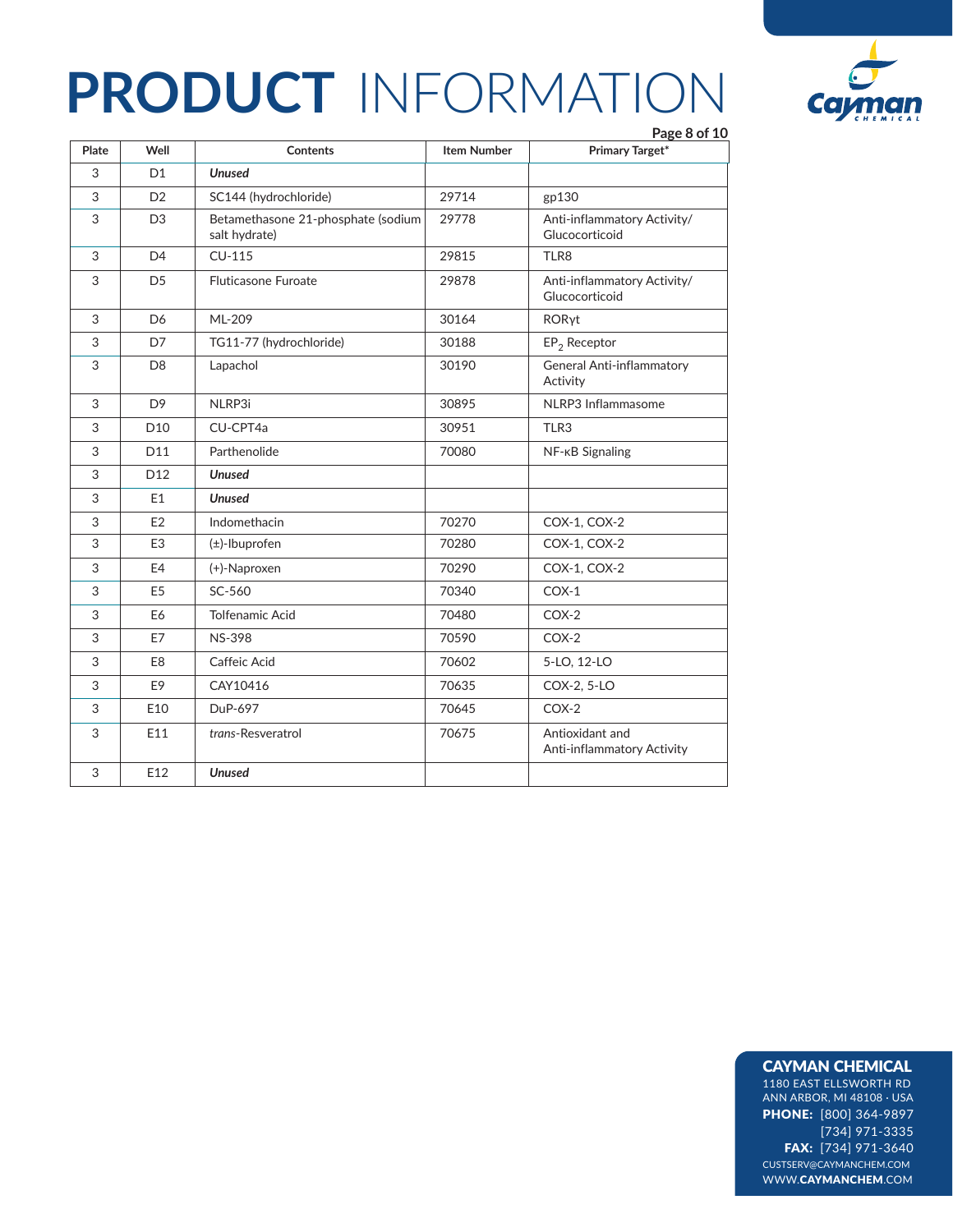| Plate | Well | Contents | Item Number | Primary Target* |
|---|---|---|---|---|
| 3 | D1 | ***Unused*** | | |
| 3 | D2 | SC144 (hydrochloride) | 29714 | gp130 |
| 3 | D3 | Betamethasone 21-phosphate (sodium salt hydrate) | 29778 | Anti-inflammatory Activity/ Glucocorticoid |
| 3 | D4 | CU-115 | 29815 | TLR8 |
| 3 | D5 | Fluticasone Furoate | 29878 | Anti-inflammatory Activity/ Glucocorticoid |
| 3 | D6 | ML-209 | 30164 | RORγt |
| 3 | D7 | TG11-77 (hydrochloride) | 30188 | $EP_2$ Receptor |
| 3 | D8 | Lapachol | 30190 | General Anti-inflammatory Activity |
| 3 | D9 | NLRP3i | 30895 | NLRP3 Inflammasome |
| 3 | D10 | CU-CPT4a | 30951 | TLR3 |
| 3 | D11 | Parthenolide | 70080 | NF-κB Signaling |
| 3 | D12 | ***Unused*** | | |
| 3 | E1 | ***Unused*** | | |
| 3 | E2 | Indomethacin | 70270 | COX-1, COX-2 |
| 3 | E3 | (±)-Ibuprofen | 70280 | COX-1, COX-2 |
| 3 | E4 | (+)-Naproxen | 70290 | COX-1, COX-2 |
| 3 | E5 | SC-560 | 70340 | COX-1 |
| 3 | E6 | Tolfenamic Acid | 70480 | COX-2 |
| 3 | E7 | NS-398 | 70590 | COX-2 |
| 3 | E8 | Caffeic Acid | 70602 | 5-LO, 12-LO |
| 3 | E9 | CAY10416 | 70635 | COX-2, 5-LO |
| 3 | E10 | DuP-697 | 70645 | COX-2 |
| 3 | E11 | *trans*-Resveratrol | 70675 | Antioxidant and Anti-inflammatory Activity |
| 3 | E12 | ***Unused*** | | |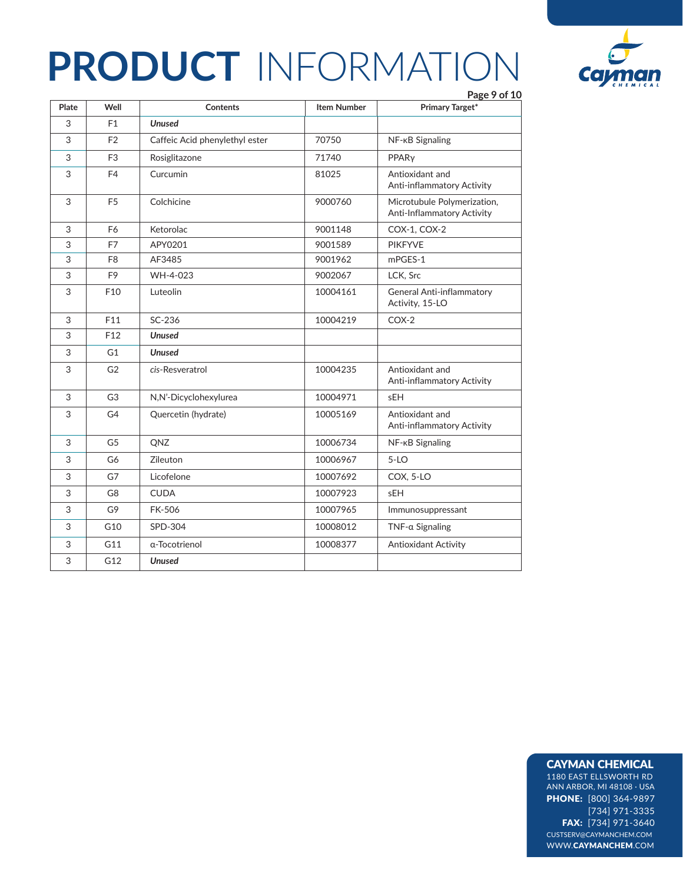# **PRODUCT** INFORMATION

| Plate | Well | Contents | Item Number | Primary Target* |
|---|---|---|---|---|
| 3 | F1 | ***Unused*** | | |
| 3 | F2 | Caffeic Acid phenylethyl ester | 70750 | NF-κB Signaling |
| 3 | F3 | Rosiglitazone | 71740 | PPARγ |
| 3 | F4 | Curcumin | 81025 | Antioxidant and Anti-inflammatory Activity |
| 3 | F5 | Colchicine | 9000760 | Microtubule Polymerization, Anti-Inflammatory Activity |
| 3 | F6 | Ketorolac | 9001148 | COX-1, COX-2 |
| 3 | F7 | APY0201 | 9001589 | PIKFYVE |
| 3 | F8 | AF3485 | 9001962 | mPGES-1 |
| 3 | F9 | WH-4-023 | 9002067 | LCK, Src |
| 3 | F10 | Luteolin | 10004161 | General Anti-inflammatory Activity, 15-LO |
| 3 | F11 | SC-236 | 10004219 | COX-2 |
| 3 | F12 | ***Unused*** | | |
| 3 | G1 | ***Unused*** | | |
| 3 | G2 | *cis*-Resveratrol | 10004235 | Antioxidant and Anti-inflammatory Activity |
| 3 | G3 | N,N'-Dicyclohexylurea | 10004971 | sEH |
| 3 | G4 | Quercetin (hydrate) | 10005169 | Antioxidant and Anti-inflammatory Activity |
| 3 | G5 | QNZ | 10006734 | NF-κB Signaling |
| 3 | G6 | Zileuton | 10006967 | 5-LO |
| 3 | G7 | Licofelone | 10007692 | COX, 5-LO |
| 3 | G8 | CUDA | 10007923 | sEH |
| 3 | G9 | FK-506 | 10007965 | Immunosuppressant |
| 3 | G10 | SPD-304 | 10008012 | TNF-α Signaling |
| 3 | G11 | α-Tocotrienol | 10008377 | Antioxidant Activity |
| 3 | G12 | ***Unused*** | | |

**CAYMAN CHEMICAL**
1180 EAST ELLSWORTH RD
ANN ARBOR, MI 48108 · USA
**PHONE:** [800] 364-9897
[734] 971-3335
**FAX:** [734] 971-3640
CUSTSERV@CAYMANCHEM.COM
WWW.**CAYMANCHEM**.COM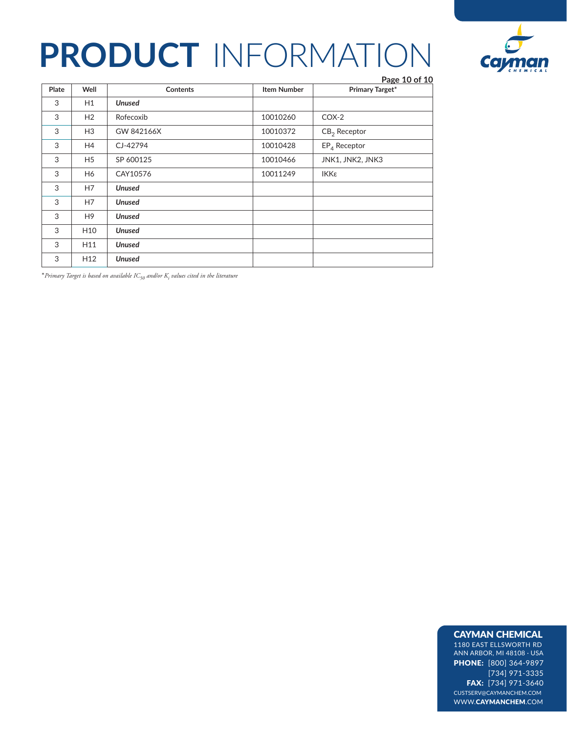# PRODUCT INFORMATION

| Plate | Well | Contents | Item Number | Primary Target* |
|---|---|---|---|---|
| 3 | H1 | ***Unused*** | | |
| 3 | H2 | Rofecoxib | 10010260 | COX-2 |
| 3 | H3 | GW 842166X | 10010372 | $CB_2$ Receptor |
| 3 | H4 | CJ-42794 | 10010428 | $EP_4$ Receptor |
| 3 | H5 | SP 600125 | 10010466 | JNK1, JNK2, JNK3 |
| 3 | H6 | CAY10576 | 10011249 | IKKε |
| 3 | H7 | ***Unused*** | | |
| 3 | H7 | ***Unused*** | | |
| 3 | H9 | ***Unused*** | | |
| 3 | H10 | ***Unused*** | | |
| 3 | H11 | ***Unused*** | | |
| 3 | H12 | ***Unused*** | | |

*\*Primary Target is based on available $IC_{50}$ and/or $K_i$ values cited in the literature*

**CAYMAN CHEMICAL**
1180 EAST ELLSWORTH RD
ANN ARBOR, MI 48108 · USA
**PHONE:** [800] 364-9897
[734] 971-3335
**FAX:** [734] 971-3640
CUSTSERV@CAYMANCHEM.COM
WWW.**CAYMANCHEM**.COM